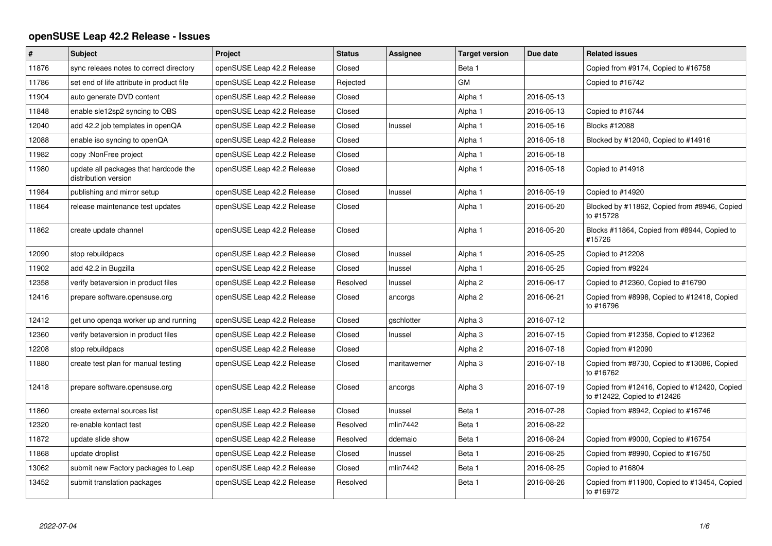# openSUSE Leap 42.2 Release - Issues

| # | Subject | Project | Status | Assignee | Target version | Due date | Related issues |
|---|---|---|---|---|---|---|---|
| 11876 | sync releaes notes to correct directory | openSUSE Leap 42.2 Release | Closed | | Beta 1 | | Copied from #9174, Copied to #16758 |
| 11786 | set end of life attribute in product file | openSUSE Leap 42.2 Release | Rejected | | GM | | Copied to #16742 |
| 11904 | auto generate DVD content | openSUSE Leap 42.2 Release | Closed | | Alpha 1 | 2016-05-13 | |
| 11848 | enable sle12sp2 syncing to OBS | openSUSE Leap 42.2 Release | Closed | | Alpha 1 | 2016-05-13 | Copied to #16744 |
| 12040 | add 42.2 job templates in openQA | openSUSE Leap 42.2 Release | Closed | lnussel | Alpha 1 | 2016-05-16 | Blocks #12088 |
| 12088 | enable iso syncing to openQA | openSUSE Leap 42.2 Release | Closed | | Alpha 1 | 2016-05-18 | Blocked by #12040, Copied to #14916 |
| 11982 | copy :NonFree project | openSUSE Leap 42.2 Release | Closed | | Alpha 1 | 2016-05-18 | |
| 11980 | update all packages that hardcode the distribution version | openSUSE Leap 42.2 Release | Closed | | Alpha 1 | 2016-05-18 | Copied to #14918 |
| 11984 | publishing and mirror setup | openSUSE Leap 42.2 Release | Closed | lnussel | Alpha 1 | 2016-05-19 | Copied to #14920 |
| 11864 | release maintenance test updates | openSUSE Leap 42.2 Release | Closed | | Alpha 1 | 2016-05-20 | Blocked by #11862, Copied from #8946, Copied to #15728 |
| 11862 | create update channel | openSUSE Leap 42.2 Release | Closed | | Alpha 1 | 2016-05-20 | Blocks #11864, Copied from #8944, Copied to #15726 |
| 12090 | stop rebuildpacs | openSUSE Leap 42.2 Release | Closed | lnussel | Alpha 1 | 2016-05-25 | Copied to #12208 |
| 11902 | add 42.2 in Bugzilla | openSUSE Leap 42.2 Release | Closed | lnussel | Alpha 1 | 2016-05-25 | Copied from #9224 |
| 12358 | verify betaversion in product files | openSUSE Leap 42.2 Release | Resolved | lnussel | Alpha 2 | 2016-06-17 | Copied to #12360, Copied to #16790 |
| 12416 | prepare software.opensuse.org | openSUSE Leap 42.2 Release | Closed | ancorgs | Alpha 2 | 2016-06-21 | Copied from #8998, Copied to #12418, Copied to #16796 |
| 12412 | get uno openqa worker up and running | openSUSE Leap 42.2 Release | Closed | gschlotter | Alpha 3 | 2016-07-12 | |
| 12360 | verify betaversion in product files | openSUSE Leap 42.2 Release | Closed | lnussel | Alpha 3 | 2016-07-15 | Copied from #12358, Copied to #12362 |
| 12208 | stop rebuildpacs | openSUSE Leap 42.2 Release | Closed | | Alpha 2 | 2016-07-18 | Copied from #12090 |
| 11880 | create test plan for manual testing | openSUSE Leap 42.2 Release | Closed | maritawerner | Alpha 3 | 2016-07-18 | Copied from #8730, Copied to #13086, Copied to #16762 |
| 12418 | prepare software.opensuse.org | openSUSE Leap 42.2 Release | Closed | ancorgs | Alpha 3 | 2016-07-19 | Copied from #12416, Copied to #12420, Copied to #12422, Copied to #12426 |
| 11860 | create external sources list | openSUSE Leap 42.2 Release | Closed | lnussel | Beta 1 | 2016-07-28 | Copied from #8942, Copied to #16746 |
| 12320 | re-enable kontact test | openSUSE Leap 42.2 Release | Resolved | mlin7442 | Beta 1 | 2016-08-22 | |
| 11872 | update slide show | openSUSE Leap 42.2 Release | Resolved | ddemaio | Beta 1 | 2016-08-24 | Copied from #9000, Copied to #16754 |
| 11868 | update droplist | openSUSE Leap 42.2 Release | Closed | lnussel | Beta 1 | 2016-08-25 | Copied from #8990, Copied to #16750 |
| 13062 | submit new Factory packages to Leap | openSUSE Leap 42.2 Release | Closed | mlin7442 | Beta 1 | 2016-08-25 | Copied to #16804 |
| 13452 | submit translation packages | openSUSE Leap 42.2 Release | Resolved | | Beta 1 | 2016-08-26 | Copied from #11900, Copied to #13454, Copied to #16972 |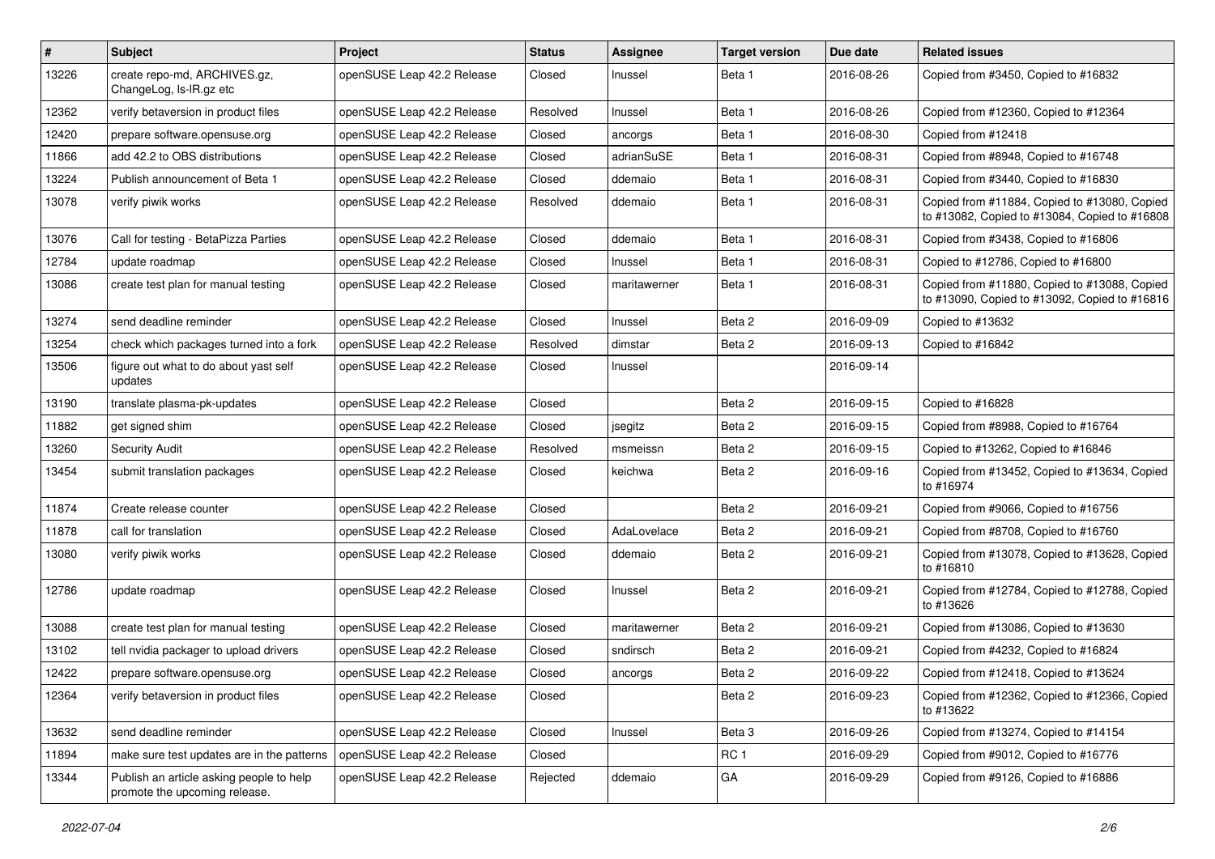| # | Subject | Project | Status | Assignee | Target version | Due date | Related issues |
|---|---|---|---|---|---|---|---|
| 13226 | create repo-md, ARCHIVES.gz, ChangeLog, ls-lR.gz etc | openSUSE Leap 42.2 Release | Closed | lnussel | Beta 1 | 2016-08-26 | Copied from #3450, Copied to #16832 |
| 12362 | verify betaversion in product files | openSUSE Leap 42.2 Release | Resolved | lnussel | Beta 1 | 2016-08-26 | Copied from #12360, Copied to #12364 |
| 12420 | prepare software.opensuse.org | openSUSE Leap 42.2 Release | Closed | ancorgs | Beta 1 | 2016-08-30 | Copied from #12418 |
| 11866 | add 42.2 to OBS distributions | openSUSE Leap 42.2 Release | Closed | adrianSuSE | Beta 1 | 2016-08-31 | Copied from #8948, Copied to #16748 |
| 13224 | Publish announcement of Beta 1 | openSUSE Leap 42.2 Release | Closed | ddemaio | Beta 1 | 2016-08-31 | Copied from #3440, Copied to #16830 |
| 13078 | verify piwik works | openSUSE Leap 42.2 Release | Resolved | ddemaio | Beta 1 | 2016-08-31 | Copied from #11884, Copied to #13080, Copied to #13082, Copied to #13084, Copied to #16808 |
| 13076 | Call for testing - BetaPizza Parties | openSUSE Leap 42.2 Release | Closed | ddemaio | Beta 1 | 2016-08-31 | Copied from #3438, Copied to #16806 |
| 12784 | update roadmap | openSUSE Leap 42.2 Release | Closed | lnussel | Beta 1 | 2016-08-31 | Copied to #12786, Copied to #16800 |
| 13086 | create test plan for manual testing | openSUSE Leap 42.2 Release | Closed | maritawerner | Beta 1 | 2016-08-31 | Copied from #11880, Copied to #13088, Copied to #13090, Copied to #13092, Copied to #16816 |
| 13274 | send deadline reminder | openSUSE Leap 42.2 Release | Closed | lnussel | Beta 2 | 2016-09-09 | Copied to #13632 |
| 13254 | check which packages turned into a fork | openSUSE Leap 42.2 Release | Resolved | dimstar | Beta 2 | 2016-09-13 | Copied to #16842 |
| 13506 | figure out what to do about yast self updates | openSUSE Leap 42.2 Release | Closed | lnussel | | 2016-09-14 | |
| 13190 | translate plasma-pk-updates | openSUSE Leap 42.2 Release | Closed | | Beta 2 | 2016-09-15 | Copied to #16828 |
| 11882 | get signed shim | openSUSE Leap 42.2 Release | Closed | jsegitz | Beta 2 | 2016-09-15 | Copied from #8988, Copied to #16764 |
| 13260 | Security Audit | openSUSE Leap 42.2 Release | Resolved | msmeissn | Beta 2 | 2016-09-15 | Copied to #13262, Copied to #16846 |
| 13454 | submit translation packages | openSUSE Leap 42.2 Release | Closed | keichwa | Beta 2 | 2016-09-16 | Copied from #13452, Copied to #13634, Copied to #16974 |
| 11874 | Create release counter | openSUSE Leap 42.2 Release | Closed | | Beta 2 | 2016-09-21 | Copied from #9066, Copied to #16756 |
| 11878 | call for translation | openSUSE Leap 42.2 Release | Closed | AdaLovelace | Beta 2 | 2016-09-21 | Copied from #8708, Copied to #16760 |
| 13080 | verify piwik works | openSUSE Leap 42.2 Release | Closed | ddemaio | Beta 2 | 2016-09-21 | Copied from #13078, Copied to #13628, Copied to #16810 |
| 12786 | update roadmap | openSUSE Leap 42.2 Release | Closed | lnussel | Beta 2 | 2016-09-21 | Copied from #12784, Copied to #12788, Copied to #13626 |
| 13088 | create test plan for manual testing | openSUSE Leap 42.2 Release | Closed | maritawerner | Beta 2 | 2016-09-21 | Copied from #13086, Copied to #13630 |
| 13102 | tell nvidia packager to upload drivers | openSUSE Leap 42.2 Release | Closed | sndirsch | Beta 2 | 2016-09-21 | Copied from #4232, Copied to #16824 |
| 12422 | prepare software.opensuse.org | openSUSE Leap 42.2 Release | Closed | ancorgs | Beta 2 | 2016-09-22 | Copied from #12418, Copied to #13624 |
| 12364 | verify betaversion in product files | openSUSE Leap 42.2 Release | Closed | | Beta 2 | 2016-09-23 | Copied from #12362, Copied to #12366, Copied to #13622 |
| 13632 | send deadline reminder | openSUSE Leap 42.2 Release | Closed | lnussel | Beta 3 | 2016-09-26 | Copied from #13274, Copied to #14154 |
| 11894 | make sure test updates are in the patterns | openSUSE Leap 42.2 Release | Closed | | RC 1 | 2016-09-29 | Copied from #9012, Copied to #16776 |
| 13344 | Publish an article asking people to help promote the upcoming release. | openSUSE Leap 42.2 Release | Rejected | ddemaio | GA | 2016-09-29 | Copied from #9126, Copied to #16886 |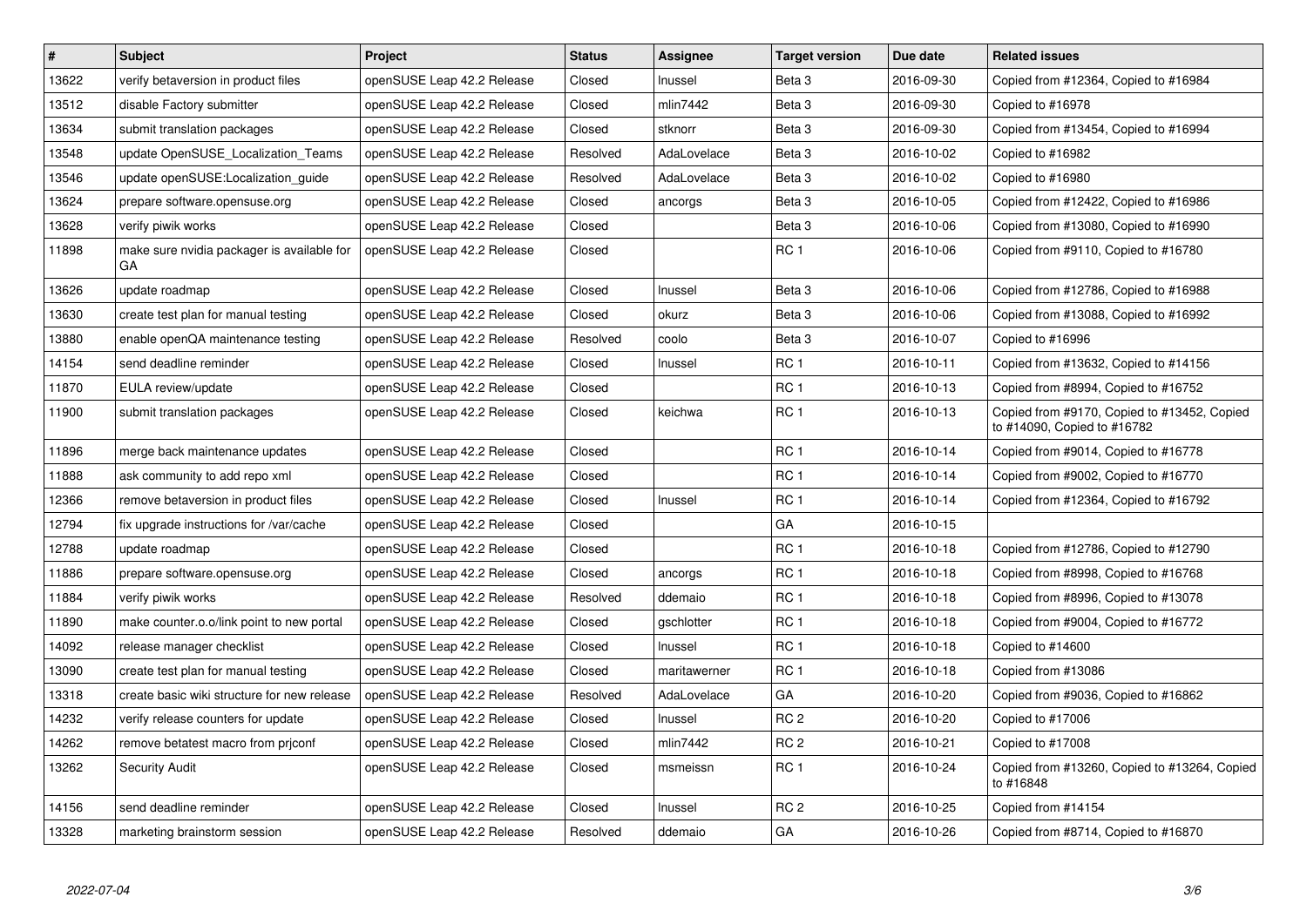| # | Subject | Project | Status | Assignee | Target version | Due date | Related issues |
|---|---|---|---|---|---|---|---|
| 13622 | verify betaversion in product files | openSUSE Leap 42.2 Release | Closed | lnussel | Beta 3 | 2016-09-30 | Copied from #12364, Copied to #16984 |
| 13512 | disable Factory submitter | openSUSE Leap 42.2 Release | Closed | mlin7442 | Beta 3 | 2016-09-30 | Copied to #16978 |
| 13634 | submit translation packages | openSUSE Leap 42.2 Release | Closed | stknorr | Beta 3 | 2016-09-30 | Copied from #13454, Copied to #16994 |
| 13548 | update OpenSUSE_Localization_Teams | openSUSE Leap 42.2 Release | Resolved | AdaLovelace | Beta 3 | 2016-10-02 | Copied to #16982 |
| 13546 | update openSUSE:Localization_guide | openSUSE Leap 42.2 Release | Resolved | AdaLovelace | Beta 3 | 2016-10-02 | Copied to #16980 |
| 13624 | prepare software.opensuse.org | openSUSE Leap 42.2 Release | Closed | ancorgs | Beta 3 | 2016-10-05 | Copied from #12422, Copied to #16986 |
| 13628 | verify piwik works | openSUSE Leap 42.2 Release | Closed | | Beta 3 | 2016-10-06 | Copied from #13080, Copied to #16990 |
| 11898 | make sure nvidia packager is available for GA | openSUSE Leap 42.2 Release | Closed | | RC 1 | 2016-10-06 | Copied from #9110, Copied to #16780 |
| 13626 | update roadmap | openSUSE Leap 42.2 Release | Closed | lnussel | Beta 3 | 2016-10-06 | Copied from #12786, Copied to #16988 |
| 13630 | create test plan for manual testing | openSUSE Leap 42.2 Release | Closed | okurz | Beta 3 | 2016-10-06 | Copied from #13088, Copied to #16992 |
| 13880 | enable openQA maintenance testing | openSUSE Leap 42.2 Release | Resolved | coolo | Beta 3 | 2016-10-07 | Copied to #16996 |
| 14154 | send deadline reminder | openSUSE Leap 42.2 Release | Closed | lnussel | RC 1 | 2016-10-11 | Copied from #13632, Copied to #14156 |
| 11870 | EULA review/update | openSUSE Leap 42.2 Release | Closed | | RC 1 | 2016-10-13 | Copied from #8994, Copied to #16752 |
| 11900 | submit translation packages | openSUSE Leap 42.2 Release | Closed | keichwa | RC 1 | 2016-10-13 | Copied from #9170, Copied to #13452, Copied to #14090, Copied to #16782 |
| 11896 | merge back maintenance updates | openSUSE Leap 42.2 Release | Closed | | RC 1 | 2016-10-14 | Copied from #9014, Copied to #16778 |
| 11888 | ask community to add repo xml | openSUSE Leap 42.2 Release | Closed | | RC 1 | 2016-10-14 | Copied from #9002, Copied to #16770 |
| 12366 | remove betaversion in product files | openSUSE Leap 42.2 Release | Closed | lnussel | RC 1 | 2016-10-14 | Copied from #12364, Copied to #16792 |
| 12794 | fix upgrade instructions for /var/cache | openSUSE Leap 42.2 Release | Closed | | GA | 2016-10-15 | |
| 12788 | update roadmap | openSUSE Leap 42.2 Release | Closed | | RC 1 | 2016-10-18 | Copied from #12786, Copied to #12790 |
| 11886 | prepare software.opensuse.org | openSUSE Leap 42.2 Release | Closed | ancorgs | RC 1 | 2016-10-18 | Copied from #8998, Copied to #16768 |
| 11884 | verify piwik works | openSUSE Leap 42.2 Release | Resolved | ddemaio | RC 1 | 2016-10-18 | Copied from #8996, Copied to #13078 |
| 11890 | make counter.o.o/link point to new portal | openSUSE Leap 42.2 Release | Closed | gschlotter | RC 1 | 2016-10-18 | Copied from #9004, Copied to #16772 |
| 14092 | release manager checklist | openSUSE Leap 42.2 Release | Closed | lnussel | RC 1 | 2016-10-18 | Copied to #14600 |
| 13090 | create test plan for manual testing | openSUSE Leap 42.2 Release | Closed | maritawerner | RC 1 | 2016-10-18 | Copied from #13086 |
| 13318 | create basic wiki structure for new release | openSUSE Leap 42.2 Release | Resolved | AdaLovelace | GA | 2016-10-20 | Copied from #9036, Copied to #16862 |
| 14232 | verify release counters for update | openSUSE Leap 42.2 Release | Closed | lnussel | RC 2 | 2016-10-20 | Copied to #17006 |
| 14262 | remove betatest macro from prjconf | openSUSE Leap 42.2 Release | Closed | mlin7442 | RC 2 | 2016-10-21 | Copied to #17008 |
| 13262 | Security Audit | openSUSE Leap 42.2 Release | Closed | msmeissn | RC 1 | 2016-10-24 | Copied from #13260, Copied to #13264, Copied to #16848 |
| 14156 | send deadline reminder | openSUSE Leap 42.2 Release | Closed | lnussel | RC 2 | 2016-10-25 | Copied from #14154 |
| 13328 | marketing brainstorm session | openSUSE Leap 42.2 Release | Resolved | ddemaio | GA | 2016-10-26 | Copied from #8714, Copied to #16870 |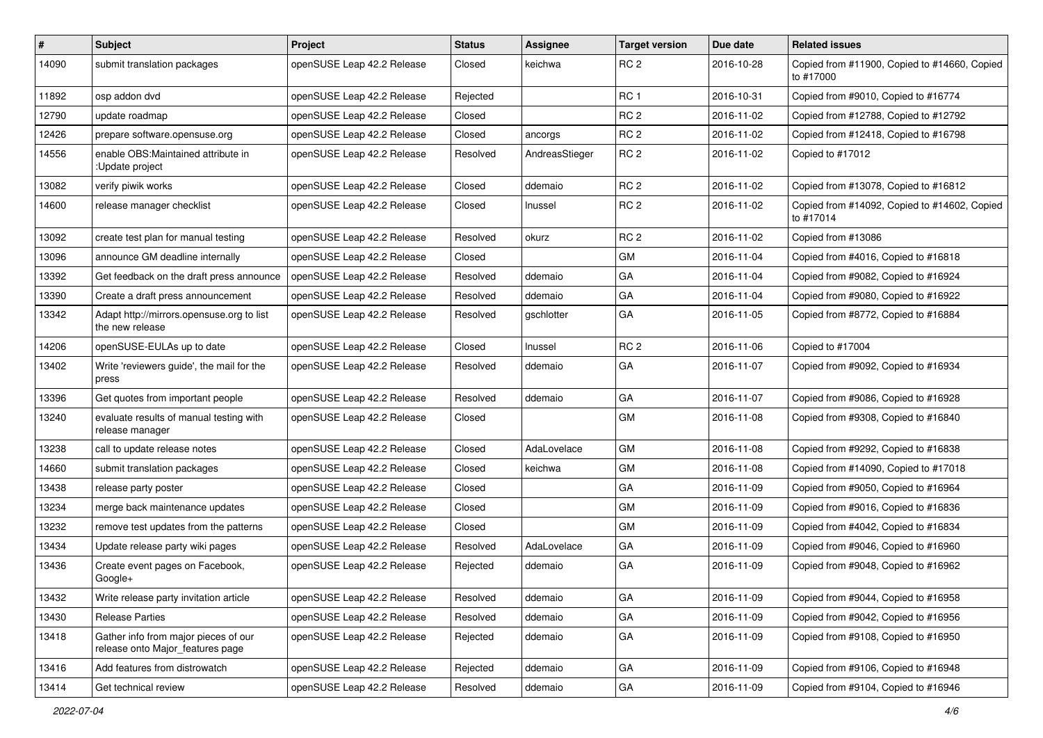| # | Subject | Project | Status | Assignee | Target version | Due date | Related issues |
|---|---|---|---|---|---|---|---|
| 14090 | submit translation packages | openSUSE Leap 42.2 Release | Closed | keichwa | RC 2 | 2016-10-28 | Copied from #11900, Copied to #14660, Copied to #17000 |
| 11892 | osp addon dvd | openSUSE Leap 42.2 Release | Rejected | | RC 1 | 2016-10-31 | Copied from #9010, Copied to #16774 |
| 12790 | update roadmap | openSUSE Leap 42.2 Release | Closed | | RC 2 | 2016-11-02 | Copied from #12788, Copied to #12792 |
| 12426 | prepare software.opensuse.org | openSUSE Leap 42.2 Release | Closed | ancorgs | RC 2 | 2016-11-02 | Copied from #12418, Copied to #16798 |
| 14556 | enable OBS:Maintained attribute in :Update project | openSUSE Leap 42.2 Release | Resolved | AndreasStieger | RC 2 | 2016-11-02 | Copied to #17012 |
| 13082 | verify piwik works | openSUSE Leap 42.2 Release | Closed | ddemaio | RC 2 | 2016-11-02 | Copied from #13078, Copied to #16812 |
| 14600 | release manager checklist | openSUSE Leap 42.2 Release | Closed | lnussel | RC 2 | 2016-11-02 | Copied from #14092, Copied to #14602, Copied to #17014 |
| 13092 | create test plan for manual testing | openSUSE Leap 42.2 Release | Resolved | okurz | RC 2 | 2016-11-02 | Copied from #13086 |
| 13096 | announce GM deadline internally | openSUSE Leap 42.2 Release | Closed | | GM | 2016-11-04 | Copied from #4016, Copied to #16818 |
| 13392 | Get feedback on the draft press announce | openSUSE Leap 42.2 Release | Resolved | ddemaio | GA | 2016-11-04 | Copied from #9082, Copied to #16924 |
| 13390 | Create a draft press announcement | openSUSE Leap 42.2 Release | Resolved | ddemaio | GA | 2016-11-04 | Copied from #9080, Copied to #16922 |
| 13342 | Adapt http://mirrors.opensuse.org to list the new release | openSUSE Leap 42.2 Release | Resolved | gschlotter | GA | 2016-11-05 | Copied from #8772, Copied to #16884 |
| 14206 | openSUSE-EULAs up to date | openSUSE Leap 42.2 Release | Closed | lnussel | RC 2 | 2016-11-06 | Copied to #17004 |
| 13402 | Write 'reviewers guide', the mail for the press | openSUSE Leap 42.2 Release | Resolved | ddemaio | GA | 2016-11-07 | Copied from #9092, Copied to #16934 |
| 13396 | Get quotes from important people | openSUSE Leap 42.2 Release | Resolved | ddemaio | GA | 2016-11-07 | Copied from #9086, Copied to #16928 |
| 13240 | evaluate results of manual testing with release manager | openSUSE Leap 42.2 Release | Closed | | GM | 2016-11-08 | Copied from #9308, Copied to #16840 |
| 13238 | call to update release notes | openSUSE Leap 42.2 Release | Closed | AdaLovelace | GM | 2016-11-08 | Copied from #9292, Copied to #16838 |
| 14660 | submit translation packages | openSUSE Leap 42.2 Release | Closed | keichwa | GM | 2016-11-08 | Copied from #14090, Copied to #17018 |
| 13438 | release party poster | openSUSE Leap 42.2 Release | Closed | | GA | 2016-11-09 | Copied from #9050, Copied to #16964 |
| 13234 | merge back maintenance updates | openSUSE Leap 42.2 Release | Closed | | GM | 2016-11-09 | Copied from #9016, Copied to #16836 |
| 13232 | remove test updates from the patterns | openSUSE Leap 42.2 Release | Closed | | GM | 2016-11-09 | Copied from #4042, Copied to #16834 |
| 13434 | Update release party wiki pages | openSUSE Leap 42.2 Release | Resolved | AdaLovelace | GA | 2016-11-09 | Copied from #9046, Copied to #16960 |
| 13436 | Create event pages on Facebook, Google+ | openSUSE Leap 42.2 Release | Rejected | ddemaio | GA | 2016-11-09 | Copied from #9048, Copied to #16962 |
| 13432 | Write release party invitation article | openSUSE Leap 42.2 Release | Resolved | ddemaio | GA | 2016-11-09 | Copied from #9044, Copied to #16958 |
| 13430 | Release Parties | openSUSE Leap 42.2 Release | Resolved | ddemaio | GA | 2016-11-09 | Copied from #9042, Copied to #16956 |
| 13418 | Gather info from major pieces of our release onto Major_features page | openSUSE Leap 42.2 Release | Rejected | ddemaio | GA | 2016-11-09 | Copied from #9108, Copied to #16950 |
| 13416 | Add features from distrowatch | openSUSE Leap 42.2 Release | Rejected | ddemaio | GA | 2016-11-09 | Copied from #9106, Copied to #16948 |
| 13414 | Get technical review | openSUSE Leap 42.2 Release | Resolved | ddemaio | GA | 2016-11-09 | Copied from #9104, Copied to #16946 |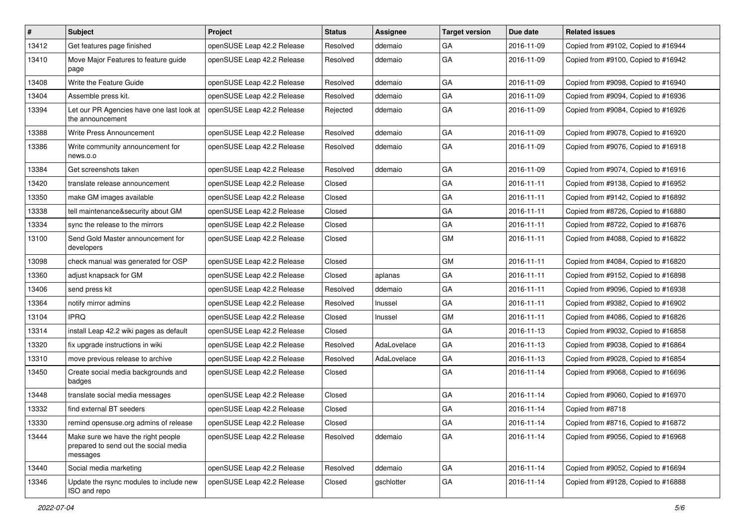| # | Subject | Project | Status | Assignee | Target version | Due date | Related issues |
|---|---|---|---|---|---|---|---|
| 13412 | Get features page finished | openSUSE Leap 42.2 Release | Resolved | ddemaio | GA | 2016-11-09 | Copied from #9102, Copied to #16944 |
| 13410 | Move Major Features to feature guide page | openSUSE Leap 42.2 Release | Resolved | ddemaio | GA | 2016-11-09 | Copied from #9100, Copied to #16942 |
| 13408 | Write the Feature Guide | openSUSE Leap 42.2 Release | Resolved | ddemaio | GA | 2016-11-09 | Copied from #9098, Copied to #16940 |
| 13404 | Assemble press kit. | openSUSE Leap 42.2 Release | Resolved | ddemaio | GA | 2016-11-09 | Copied from #9094, Copied to #16936 |
| 13394 | Let our PR Agencies have one last look at the announcement | openSUSE Leap 42.2 Release | Rejected | ddemaio | GA | 2016-11-09 | Copied from #9084, Copied to #16926 |
| 13388 | Write Press Announcement | openSUSE Leap 42.2 Release | Resolved | ddemaio | GA | 2016-11-09 | Copied from #9078, Copied to #16920 |
| 13386 | Write community announcement for news.o.o | openSUSE Leap 42.2 Release | Resolved | ddemaio | GA | 2016-11-09 | Copied from #9076, Copied to #16918 |
| 13384 | Get screenshots taken | openSUSE Leap 42.2 Release | Resolved | ddemaio | GA | 2016-11-09 | Copied from #9074, Copied to #16916 |
| 13420 | translate release announcement | openSUSE Leap 42.2 Release | Closed | | GA | 2016-11-11 | Copied from #9138, Copied to #16952 |
| 13350 | make GM images available | openSUSE Leap 42.2 Release | Closed | | GA | 2016-11-11 | Copied from #9142, Copied to #16892 |
| 13338 | tell maintenance&security about GM | openSUSE Leap 42.2 Release | Closed | | GA | 2016-11-11 | Copied from #8726, Copied to #16880 |
| 13334 | sync the release to the mirrors | openSUSE Leap 42.2 Release | Closed | | GA | 2016-11-11 | Copied from #8722, Copied to #16876 |
| 13100 | Send Gold Master announcement for developers | openSUSE Leap 42.2 Release | Closed | | GM | 2016-11-11 | Copied from #4088, Copied to #16822 |
| 13098 | check manual was generated for OSP | openSUSE Leap 42.2 Release | Closed | | GM | 2016-11-11 | Copied from #4084, Copied to #16820 |
| 13360 | adjust knapsack for GM | openSUSE Leap 42.2 Release | Closed | aplanas | GA | 2016-11-11 | Copied from #9152, Copied to #16898 |
| 13406 | send press kit | openSUSE Leap 42.2 Release | Resolved | ddemaio | GA | 2016-11-11 | Copied from #9096, Copied to #16938 |
| 13364 | notify mirror admins | openSUSE Leap 42.2 Release | Resolved | lnussel | GA | 2016-11-11 | Copied from #9382, Copied to #16902 |
| 13104 | IPRQ | openSUSE Leap 42.2 Release | Closed | lnussel | GM | 2016-11-11 | Copied from #4086, Copied to #16826 |
| 13314 | install Leap 42.2 wiki pages as default | openSUSE Leap 42.2 Release | Closed | | GA | 2016-11-13 | Copied from #9032, Copied to #16858 |
| 13320 | fix upgrade instructions in wiki | openSUSE Leap 42.2 Release | Resolved | AdaLovelace | GA | 2016-11-13 | Copied from #9038, Copied to #16864 |
| 13310 | move previous release to archive | openSUSE Leap 42.2 Release | Resolved | AdaLovelace | GA | 2016-11-13 | Copied from #9028, Copied to #16854 |
| 13450 | Create social media backgrounds and badges | openSUSE Leap 42.2 Release | Closed | | GA | 2016-11-14 | Copied from #9068, Copied to #16696 |
| 13448 | translate social media messages | openSUSE Leap 42.2 Release | Closed | | GA | 2016-11-14 | Copied from #9060, Copied to #16970 |
| 13332 | find external BT seeders | openSUSE Leap 42.2 Release | Closed | | GA | 2016-11-14 | Copied from #8718 |
| 13330 | remind opensuse.org admins of release | openSUSE Leap 42.2 Release | Closed | | GA | 2016-11-14 | Copied from #8716, Copied to #16872 |
| 13444 | Make sure we have the right people prepared to send out the social media messages | openSUSE Leap 42.2 Release | Resolved | ddemaio | GA | 2016-11-14 | Copied from #9056, Copied to #16968 |
| 13440 | Social media marketing | openSUSE Leap 42.2 Release | Resolved | ddemaio | GA | 2016-11-14 | Copied from #9052, Copied to #16694 |
| 13346 | Update the rsync modules to include new ISO and repo | openSUSE Leap 42.2 Release | Closed | gschlotter | GA | 2016-11-14 | Copied from #9128, Copied to #16888 |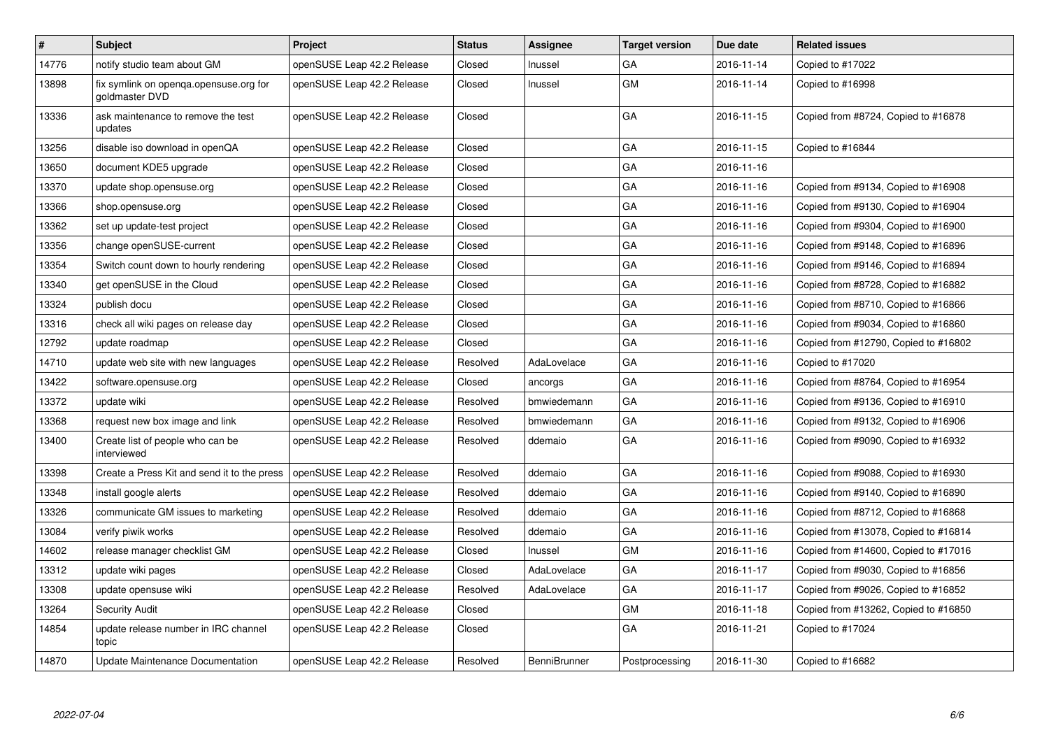| # | Subject | Project | Status | Assignee | Target version | Due date | Related issues |
|---|---|---|---|---|---|---|---|
| 14776 | notify studio team about GM | openSUSE Leap 42.2 Release | Closed | lnussel | GA | 2016-11-14 | Copied to #17022 |
| 13898 | fix symlink on openqa.opensuse.org for goldmaster DVD | openSUSE Leap 42.2 Release | Closed | lnussel | GM | 2016-11-14 | Copied to #16998 |
| 13336 | ask maintenance to remove the test updates | openSUSE Leap 42.2 Release | Closed | | GA | 2016-11-15 | Copied from #8724, Copied to #16878 |
| 13256 | disable iso download in openQA | openSUSE Leap 42.2 Release | Closed | | GA | 2016-11-15 | Copied to #16844 |
| 13650 | document KDE5 upgrade | openSUSE Leap 42.2 Release | Closed | | GA | 2016-11-16 | |
| 13370 | update shop.opensuse.org | openSUSE Leap 42.2 Release | Closed | | GA | 2016-11-16 | Copied from #9134, Copied to #16908 |
| 13366 | shop.opensuse.org | openSUSE Leap 42.2 Release | Closed | | GA | 2016-11-16 | Copied from #9130, Copied to #16904 |
| 13362 | set up update-test project | openSUSE Leap 42.2 Release | Closed | | GA | 2016-11-16 | Copied from #9304, Copied to #16900 |
| 13356 | change openSUSE-current | openSUSE Leap 42.2 Release | Closed | | GA | 2016-11-16 | Copied from #9148, Copied to #16896 |
| 13354 | Switch count down to hourly rendering | openSUSE Leap 42.2 Release | Closed | | GA | 2016-11-16 | Copied from #9146, Copied to #16894 |
| 13340 | get openSUSE in the Cloud | openSUSE Leap 42.2 Release | Closed | | GA | 2016-11-16 | Copied from #8728, Copied to #16882 |
| 13324 | publish docu | openSUSE Leap 42.2 Release | Closed | | GA | 2016-11-16 | Copied from #8710, Copied to #16866 |
| 13316 | check all wiki pages on release day | openSUSE Leap 42.2 Release | Closed | | GA | 2016-11-16 | Copied from #9034, Copied to #16860 |
| 12792 | update roadmap | openSUSE Leap 42.2 Release | Closed | | GA | 2016-11-16 | Copied from #12790, Copied to #16802 |
| 14710 | update web site with new languages | openSUSE Leap 42.2 Release | Resolved | AdaLovelace | GA | 2016-11-16 | Copied to #17020 |
| 13422 | software.opensuse.org | openSUSE Leap 42.2 Release | Closed | ancorgs | GA | 2016-11-16 | Copied from #8764, Copied to #16954 |
| 13372 | update wiki | openSUSE Leap 42.2 Release | Resolved | bmwiedemann | GA | 2016-11-16 | Copied from #9136, Copied to #16910 |
| 13368 | request new box image and link | openSUSE Leap 42.2 Release | Resolved | bmwiedemann | GA | 2016-11-16 | Copied from #9132, Copied to #16906 |
| 13400 | Create list of people who can be interviewed | openSUSE Leap 42.2 Release | Resolved | ddemaio | GA | 2016-11-16 | Copied from #9090, Copied to #16932 |
| 13398 | Create a Press Kit and send it to the press | openSUSE Leap 42.2 Release | Resolved | ddemaio | GA | 2016-11-16 | Copied from #9088, Copied to #16930 |
| 13348 | install google alerts | openSUSE Leap 42.2 Release | Resolved | ddemaio | GA | 2016-11-16 | Copied from #9140, Copied to #16890 |
| 13326 | communicate GM issues to marketing | openSUSE Leap 42.2 Release | Resolved | ddemaio | GA | 2016-11-16 | Copied from #8712, Copied to #16868 |
| 13084 | verify piwik works | openSUSE Leap 42.2 Release | Resolved | ddemaio | GA | 2016-11-16 | Copied from #13078, Copied to #16814 |
| 14602 | release manager checklist GM | openSUSE Leap 42.2 Release | Closed | lnussel | GM | 2016-11-16 | Copied from #14600, Copied to #17016 |
| 13312 | update wiki pages | openSUSE Leap 42.2 Release | Closed | AdaLovelace | GA | 2016-11-17 | Copied from #9030, Copied to #16856 |
| 13308 | update opensuse wiki | openSUSE Leap 42.2 Release | Resolved | AdaLovelace | GA | 2016-11-17 | Copied from #9026, Copied to #16852 |
| 13264 | Security Audit | openSUSE Leap 42.2 Release | Closed | | GM | 2016-11-18 | Copied from #13262, Copied to #16850 |
| 14854 | update release number in IRC channel topic | openSUSE Leap 42.2 Release | Closed | | GA | 2016-11-21 | Copied to #17024 |
| 14870 | Update Maintenance Documentation | openSUSE Leap 42.2 Release | Resolved | BenniBrunner | Postprocessing | 2016-11-30 | Copied to #16682 |